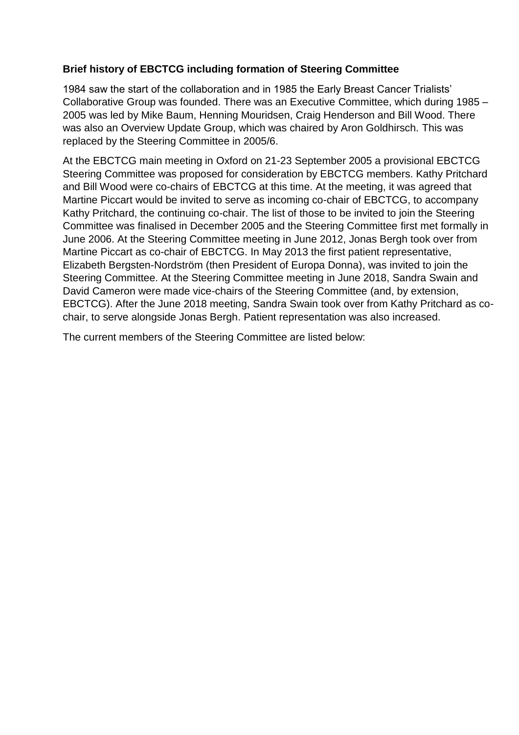**Brief history of EBCTCG including formation of Steering Committee**

1984 saw the start of the collaboration and in 1985 the Early Breast Cancer Trialists' Collaborative Group was founded. There was an Executive Committee, which during 1985 – 2005 was led by Mike Baum, Henning Mouridsen, Craig Henderson and Bill Wood. There was also an Overview Update Group, which was chaired by Aron Goldhirsch. This was replaced by the Steering Committee in 2005/6.

At the EBCTCG main meeting in Oxford on 21-23 September 2005 a provisional EBCTCG Steering Committee was proposed for consideration by EBCTCG members. Kathy Pritchard and Bill Wood were co-chairs of EBCTCG at this time. At the meeting, it was agreed that Martine Piccart would be invited to serve as incoming co-chair of EBCTCG, to accompany Kathy Pritchard, the continuing co-chair. The list of those to be invited to join the Steering Committee was finalised in December 2005 and the Steering Committee first met formally in June 2006. At the Steering Committee meeting in June 2012, Jonas Bergh took over from Martine Piccart as co-chair of EBCTCG. In May 2013 the first patient representative, Elizabeth Bergsten-Nordström (then President of Europa Donna), was invited to join the Steering Committee. At the Steering Committee meeting in June 2018, Sandra Swain and David Cameron were made vice-chairs of the Steering Committee (and, by extension, EBCTCG). After the June 2018 meeting, Sandra Swain took over from Kathy Pritchard as co-chair, to serve alongside Jonas Bergh. Patient representation was also increased.

The current members of the Steering Committee are listed below: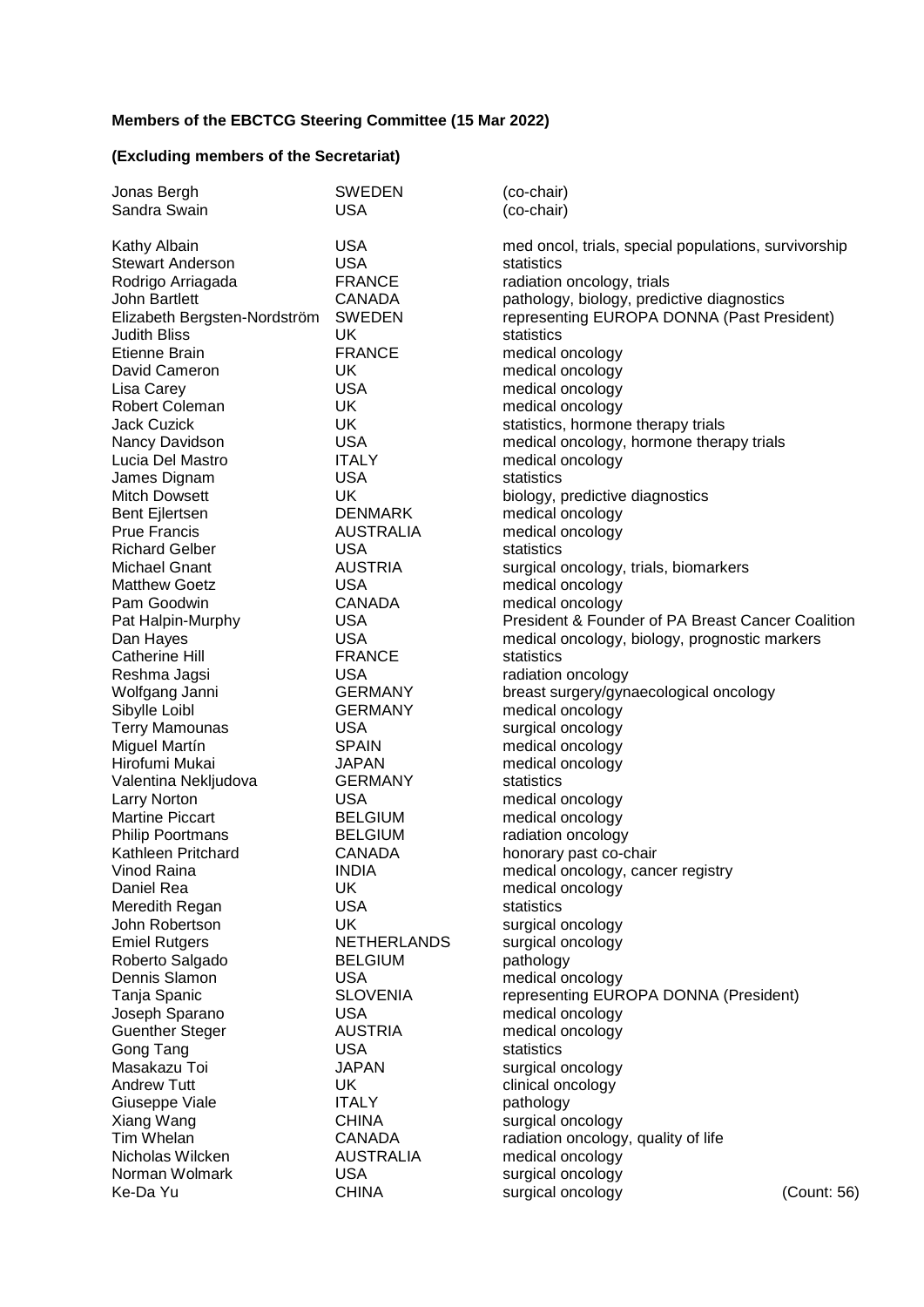**Members of the EBCTCG Steering Committee (15 Mar 2022)**

**(Excluding members of the Secretariat)**

| | | | |
|---|---|---|---|
| Jonas Bergh | SWEDEN | (co-chair) | |
| Sandra Swain | USA | (co-chair) | |
| | | | |
| Kathy Albain | USA | med oncol, trials, special populations, survivorship | |
| Stewart Anderson | USA | statistics | |
| Rodrigo Arriagada | FRANCE | radiation oncology, trials | |
| John Bartlett | CANADA | pathology, biology, predictive diagnostics | |
| Elizabeth Bergsten-Nordström | SWEDEN | representing EUROPA DONNA (Past President) | |
| Judith Bliss | UK | statistics | |
| Etienne Brain | FRANCE | medical oncology | |
| David Cameron | UK | medical oncology | |
| Lisa Carey | USA | medical oncology | |
| Robert Coleman | UK | medical oncology | |
| Jack Cuzick | UK | statistics, hormone therapy trials | |
| Nancy Davidson | USA | medical oncology, hormone therapy trials | |
| Lucia Del Mastro | ITALY | medical oncology | |
| James Dignam | USA | statistics | |
| Mitch Dowsett | UK | biology, predictive diagnostics | |
| Bent Ejlertsen | DENMARK | medical oncology | |
| Prue Francis | AUSTRALIA | medical oncology | |
| Richard Gelber | USA | statistics | |
| Michael Gnant | AUSTRIA | surgical oncology, trials, biomarkers | |
| Matthew Goetz | USA | medical oncology | |
| Pam Goodwin | CANADA | medical oncology | |
| Pat Halpin-Murphy | USA | President & Founder of PA Breast Cancer Coalition | |
| Dan Hayes | USA | medical oncology, biology, prognostic markers | |
| Catherine Hill | FRANCE | statistics | |
| Reshma Jagsi | USA | radiation oncology | |
| Wolfgang Janni | GERMANY | breast surgery/gynaecological oncology | |
| Sibylle Loibl | GERMANY | medical oncology | |
| Terry Mamounas | USA | surgical oncology | |
| Miguel Martín | SPAIN | medical oncology | |
| Hirofumi Mukai | JAPAN | medical oncology | |
| Valentina Nekljudova | GERMANY | statistics | |
| Larry Norton | USA | medical oncology | |
| Martine Piccart | BELGIUM | medical oncology | |
| Philip Poortmans | BELGIUM | radiation oncology | |
| Kathleen Pritchard | CANADA | honorary past co-chair | |
| Vinod Raina | INDIA | medical oncology, cancer registry | |
| Daniel Rea | UK | medical oncology | |
| Meredith Regan | USA | statistics | |
| John Robertson | UK | surgical oncology | |
| Emiel Rutgers | NETHERLANDS | surgical oncology | |
| Roberto Salgado | BELGIUM | pathology | |
| Dennis Slamon | USA | medical oncology | |
| Tanja Spanic | SLOVENIA | representing EUROPA DONNA (President) | |
| Joseph Sparano | USA | medical oncology | |
| Guenther Steger | AUSTRIA | medical oncology | |
| Gong Tang | USA | statistics | |
| Masakazu Toi | JAPAN | surgical oncology | |
| Andrew Tutt | UK | clinical oncology | |
| Giuseppe Viale | ITALY | pathology | |
| Xiang Wang | CHINA | surgical oncology | |
| Tim Whelan | CANADA | radiation oncology, quality of life | |
| Nicholas Wilcken | AUSTRALIA | medical oncology | |
| Norman Wolmark | USA | surgical oncology | |
| Ke-Da Yu | CHINA | surgical oncology | (Count: 56) |